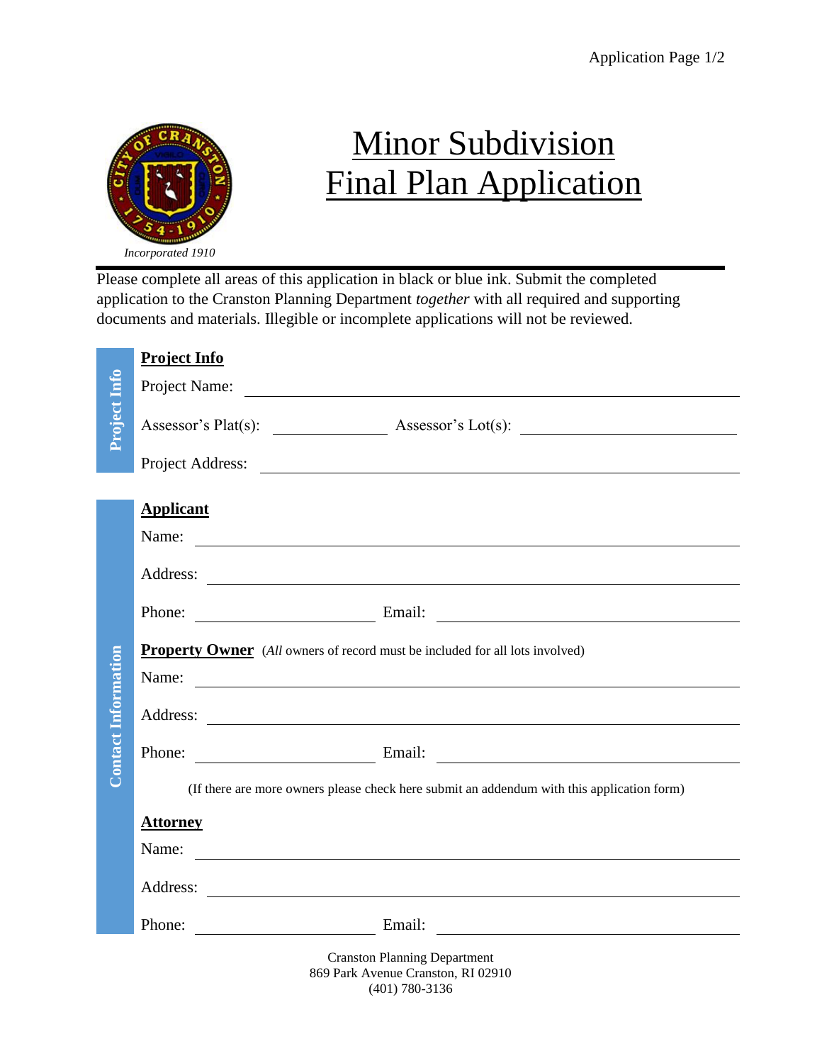Incorporated 1910

# Minor Subdivision Final Plan Application

Please complete all areas of this application in black or blue ink. Submit the completed application to the Cranston Planning Department *together* with all required and supporting documents and materials. Illegible or incomplete applications will not be reviewed.

## Project Info

Project Name: ______________________________

Assessor's Plat(s): ______________ Assessor's Lot(s): ______________________

Project Address: ______________________________

## Contact Information

### Applicant

Name: ______________________________

Address: ______________________________

Phone: ______________________ Email: ______________________

### Property Owner (*All* owners of record must be included for all lots involved)

Name: ______________________________

Address: ______________________________

Phone: ______________________ Email: ______________________

(If there are more owners please check here submit an addendum with this application form)

### Attorney

Name: ______________________________

Address: ______________________________

Phone: ______________________ Email: ______________________

Cranston Planning Department
869 Park Avenue Cranston, RI 02910
(401) 780-3136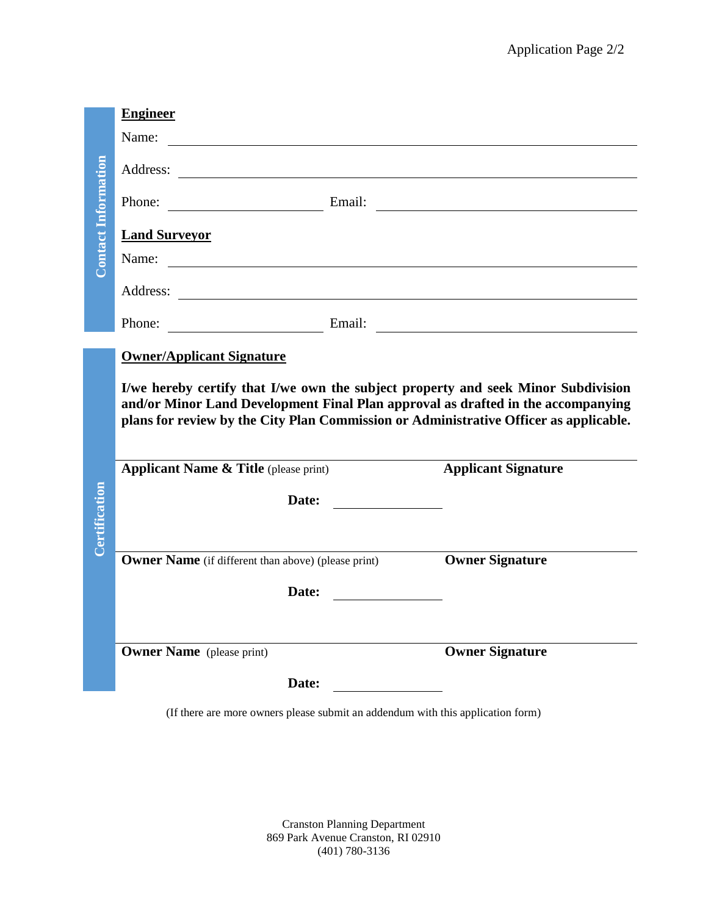## Contact Information

**Engineer**

Name: ______________________________

Address: ______________________________

Phone: ______________ Email: ______________________

**Land Surveyor**

Name: ______________________________

Address: ______________________________

Phone: ______________ Email: ______________________

## Certification

**Owner/Applicant Signature**

**I/we hereby certify that I/we own the subject property and seek Minor Subdivision and/or Minor Land Development Final Plan approval as drafted in the accompanying plans for review by the City Plan Commission or Administrative Officer as applicable.**

______________________________ ______________________________

**Applicant Name & Title** (please print) **Applicant Signature**

**Date:** ______________

______________________________ ______________________________

**Owner Name** (if different than above) (please print) **Owner Signature**

**Date:** ______________

______________________________ ______________________________

**Owner Name** (please print) **Owner Signature**

**Date:** ______________

(If there are more owners please submit an addendum with this application form)

Cranston Planning Department
869 Park Avenue Cranston, RI 02910
(401) 780-3136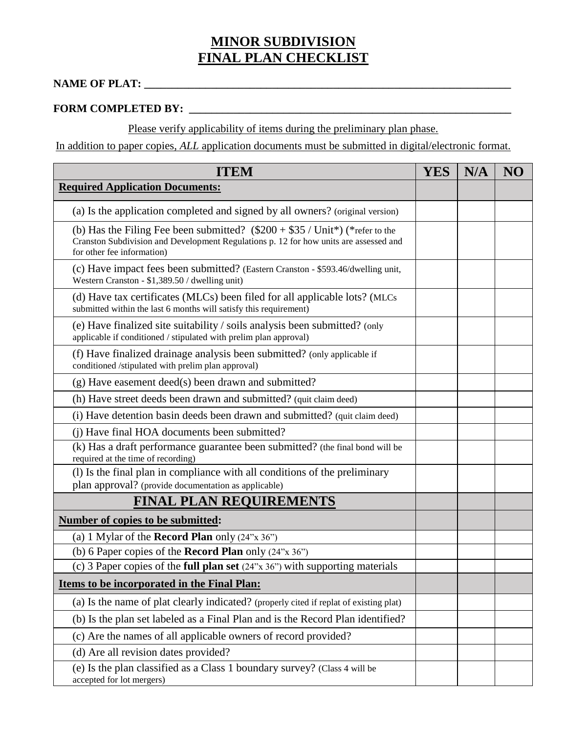# MINOR SUBDIVISION
# FINAL PLAN CHECKLIST

**NAME OF PLAT: ___________________________________________________________________**

**FORM COMPLETED BY: ___________________________________________________________**

Please verify applicability of items during the preliminary plan phase.

In addition to paper copies, *ALL* application documents must be submitted in digital/electronic format.

| ITEM | YES | N/A | NO |
|---|---|---|---|
| **Required Application Documents:** | | | |
| (a) Is the application completed and signed by all owners? (original version) | | | |
| (b) Has the Filing Fee been submitted? ($200 + $35 / Unit*) (*refer to the Cranston Subdivision and Development Regulations p. 12 for how units are assessed and for other fee information) | | | |
| (c) Have impact fees been submitted? (Eastern Cranston - $593.46/dwelling unit, Western Cranston - $1,389.50 / dwelling unit) | | | |
| (d) Have tax certificates (MLCs) been filed for all applicable lots? (MLCs submitted within the last 6 months will satisfy this requirement) | | | |
| (e) Have finalized site suitability / soils analysis been submitted? (only applicable if conditioned / stipulated with prelim plan approval) | | | |
| (f) Have finalized drainage analysis been submitted? (only applicable if conditioned /stipulated with prelim plan approval) | | | |
| (g) Have easement deed(s) been drawn and submitted? | | | |
| (h) Have street deeds been drawn and submitted? (quit claim deed) | | | |
| (i) Have detention basin deeds been drawn and submitted? (quit claim deed) | | | |
| (j) Have final HOA documents been submitted? | | | |
| (k) Has a draft performance guarantee been submitted? (the final bond will be required at the time of recording) | | | |
| (l) Is the final plan in compliance with all conditions of the preliminary plan approval? (provide documentation as applicable) | | | |
| **FINAL PLAN REQUIREMENTS** | | | |
| **Number of copies to be submitted:** | | | |
| (a) 1 Mylar of the **Record Plan** only (24"x 36") | | | |
| (b) 6 Paper copies of the **Record Plan** only (24"x 36") | | | |
| (c) 3 Paper copies of the **full plan set** (24"x 36") with supporting materials | | | |
| **Items to be incorporated in the Final Plan:** | | | |
| (a) Is the name of plat clearly indicated? (properly cited if replat of existing plat) | | | |
| (b) Is the plan set labeled as a Final Plan and is the Record Plan identified? | | | |
| (c) Are the names of all applicable owners of record provided? | | | |
| (d) Are all revision dates provided? | | | |
| (e) Is the plan classified as a Class 1 boundary survey? (Class 4 will be accepted for lot mergers) | | | |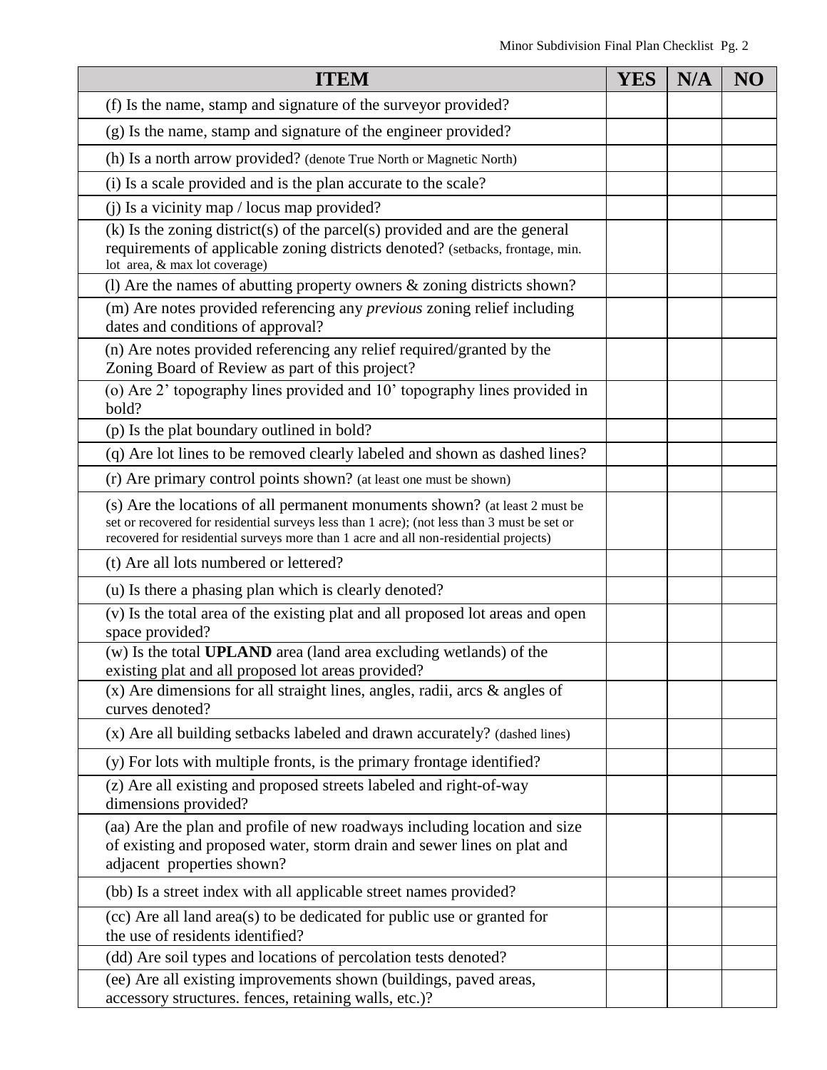| ITEM | YES | N/A | NO |
|---|---|---|---|
| (f) Is the name, stamp and signature of the surveyor provided? | | | |
| (g) Is the name, stamp and signature of the engineer provided? | | | |
| (h) Is a north arrow provided? (denote True North or Magnetic North) | | | |
| (i) Is a scale provided and is the plan accurate to the scale? | | | |
| (j) Is a vicinity map / locus map provided? | | | |
| (k) Is the zoning district(s) of the parcel(s) provided and are the general requirements of applicable zoning districts denoted? (setbacks, frontage, min. lot area, & max lot coverage) | | | |
| (l) Are the names of abutting property owners & zoning districts shown? | | | |
| (m) Are notes provided referencing any *previous* zoning relief including dates and conditions of approval? | | | |
| (n) Are notes provided referencing any relief required/granted by the Zoning Board of Review as part of this project? | | | |
| (o) Are 2' topography lines provided and 10' topography lines provided in bold? | | | |
| (p) Is the plat boundary outlined in bold? | | | |
| (q) Are lot lines to be removed clearly labeled and shown as dashed lines? | | | |
| (r) Are primary control points shown? (at least one must be shown) | | | |
| (s) Are the locations of all permanent monuments shown? (at least 2 must be set or recovered for residential surveys less than 1 acre); (not less than 3 must be set or recovered for residential surveys more than 1 acre and all non-residential projects) | | | |
| (t) Are all lots numbered or lettered? | | | |
| (u) Is there a phasing plan which is clearly denoted? | | | |
| (v) Is the total area of the existing plat and all proposed lot areas and open space provided? | | | |
| (w) Is the total **UPLAND** area (land area excluding wetlands) of the existing plat and all proposed lot areas provided? | | | |
| (x) Are dimensions for all straight lines, angles, radii, arcs & angles of curves denoted? | | | |
| (x) Are all building setbacks labeled and drawn accurately? (dashed lines) | | | |
| (y) For lots with multiple fronts, is the primary frontage identified? | | | |
| (z) Are all existing and proposed streets labeled and right-of-way dimensions provided? | | | |
| (aa) Are the plan and profile of new roadways including location and size of existing and proposed water, storm drain and sewer lines on plat and adjacent properties shown? | | | |
| (bb) Is a street index with all applicable street names provided? | | | |
| (cc) Are all land area(s) to be dedicated for public use or granted for the use of residents identified? | | | |
| (dd) Are soil types and locations of percolation tests denoted? | | | |
| (ee) Are all existing improvements shown (buildings, paved areas, accessory structures. fences, retaining walls, etc.)? | | | |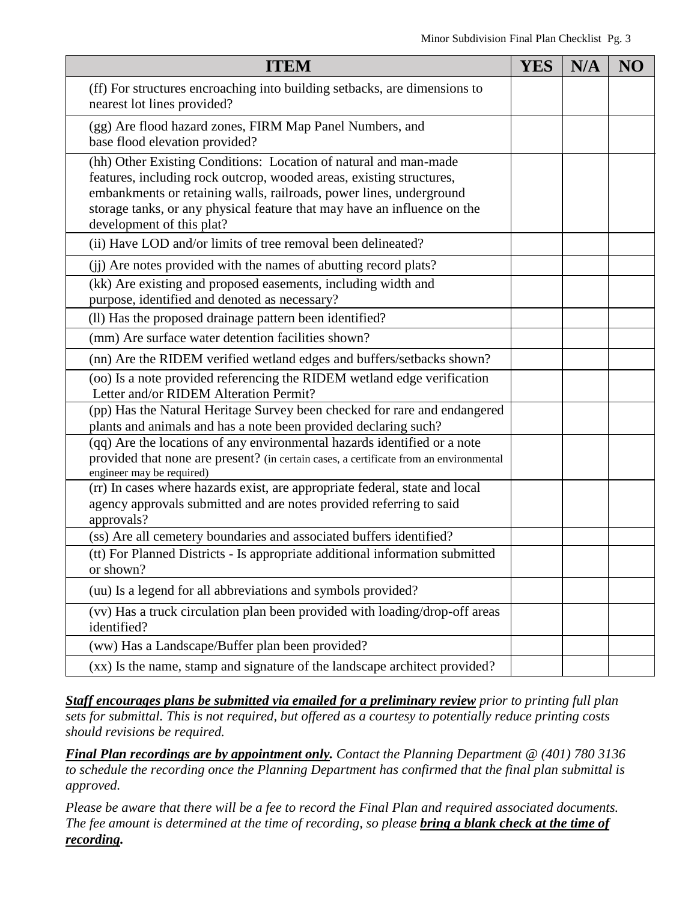| ITEM | YES | N/A | NO |
|---|---|---|---|
| (ff) For structures encroaching into building setbacks, are dimensions to nearest lot lines provided? | | | |
| (gg) Are flood hazard zones, FIRM Map Panel Numbers, and base flood elevation provided? | | | |
| (hh) Other Existing Conditions: Location of natural and man-made features, including rock outcrop, wooded areas, existing structures, embankments or retaining walls, railroads, power lines, underground storage tanks, or any physical feature that may have an influence on the development of this plat? | | | |
| (ii) Have LOD and/or limits of tree removal been delineated? | | | |
| (jj) Are notes provided with the names of abutting record plats? | | | |
| (kk) Are existing and proposed easements, including width and purpose, identified and denoted as necessary? | | | |
| (ll) Has the proposed drainage pattern been identified? | | | |
| (mm) Are surface water detention facilities shown? | | | |
| (nn) Are the RIDEM verified wetland edges and buffers/setbacks shown? | | | |
| (oo) Is a note provided referencing the RIDEM wetland edge verification Letter and/or RIDEM Alteration Permit? | | | |
| (pp) Has the Natural Heritage Survey been checked for rare and endangered plants and animals and has a note been provided declaring such? | | | |
| (qq) Are the locations of any environmental hazards identified or a note provided that none are present? (in certain cases, a certificate from an environmental engineer may be required) | | | |
| (rr) In cases where hazards exist, are appropriate federal, state and local agency approvals submitted and are notes provided referring to said approvals? | | | |
| (ss) Are all cemetery boundaries and associated buffers identified? | | | |
| (tt) For Planned Districts - Is appropriate additional information submitted or shown? | | | |
| (uu) Is a legend for all abbreviations and symbols provided? | | | |
| (vv) Has a truck circulation plan been provided with loading/drop-off areas identified? | | | |
| (ww) Has a Landscape/Buffer plan been provided? | | | |
| (xx) Is the name, stamp and signature of the landscape architect provided? | | | |

***Staff encourages plans be submitted via emailed for a preliminary review*** *prior to printing full plan sets for submittal. This is not required, but offered as a courtesy to potentially reduce printing costs should revisions be required.*

***Final Plan recordings are by appointment only.*** *Contact the Planning Department @ (401) 780 3136 to schedule the recording once the Planning Department has confirmed that the final plan submittal is approved.*

*Please be aware that there will be a fee to record the Final Plan and required associated documents. The fee amount is determined at the time of recording, so please* ***bring a blank check at the time of recording.***